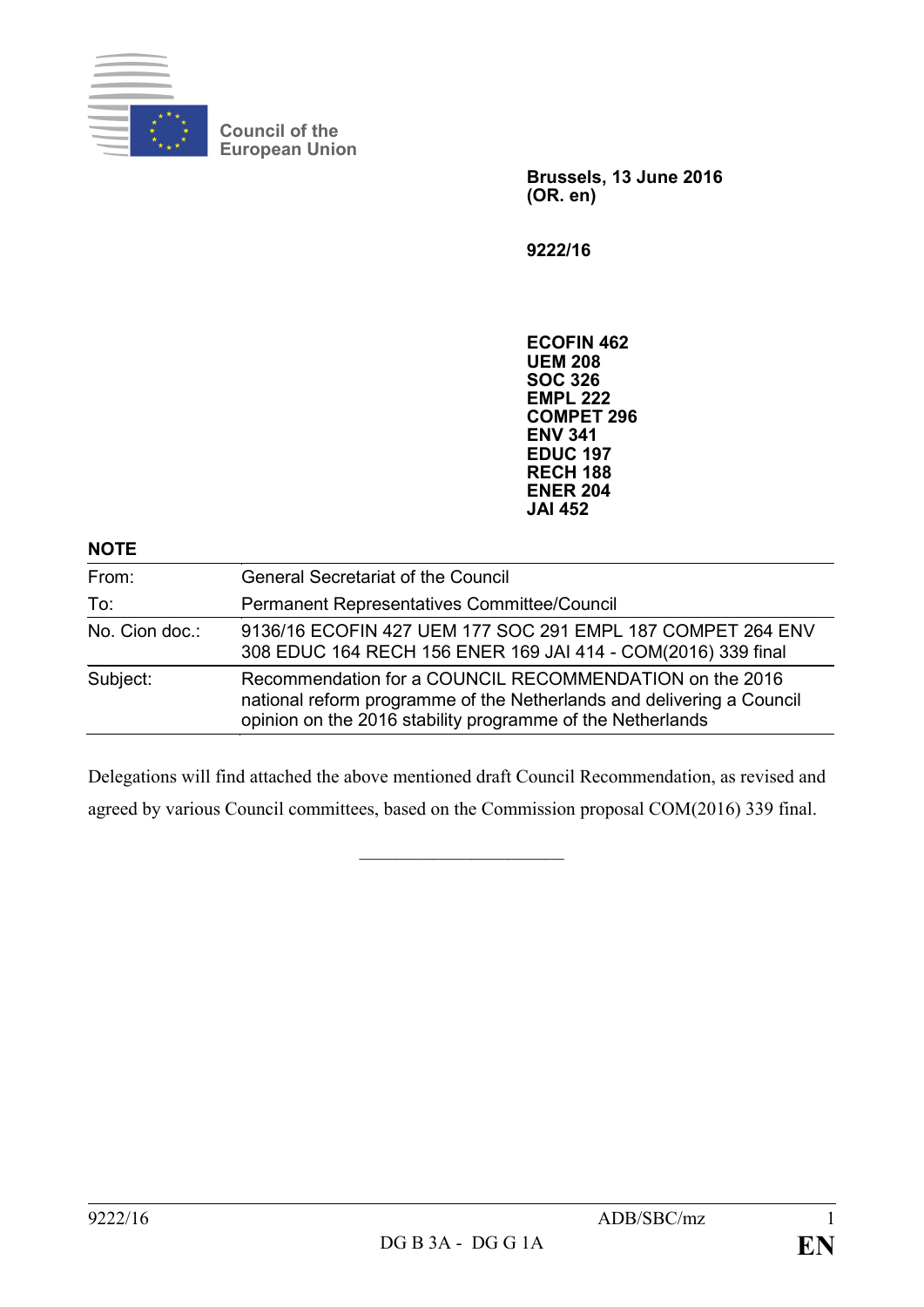Council of the European Union

**Brussels, 13 June 2016**
**(OR. en)**

**9222/16**

**ECOFIN 462**
**UEM 208**
**SOC 326**
**EMPL 222**
**COMPET 296**
**ENV 341**
**EDUC 197**
**RECH 188**
**ENER 204**
**JAI 452**

**NOTE**

| | |
|---|---|
| From: | General Secretariat of the Council |
| To: | Permanent Representatives Committee/Council |
| No. Cion doc.: | 9136/16 ECOFIN 427 UEM 177 SOC 291 EMPL 187 COMPET 264 ENV 308 EDUC 164 RECH 156 ENER 169 JAI 414 - COM(2016) 339 final |
| Subject: | Recommendation for a COUNCIL RECOMMENDATION on the 2016 national reform programme of the Netherlands and delivering a Council opinion on the 2016 stability programme of the Netherlands |

Delegations will find attached the above mentioned draft Council Recommendation, as revised and agreed by various Council committees, based on the Commission proposal COM(2016) 339 final.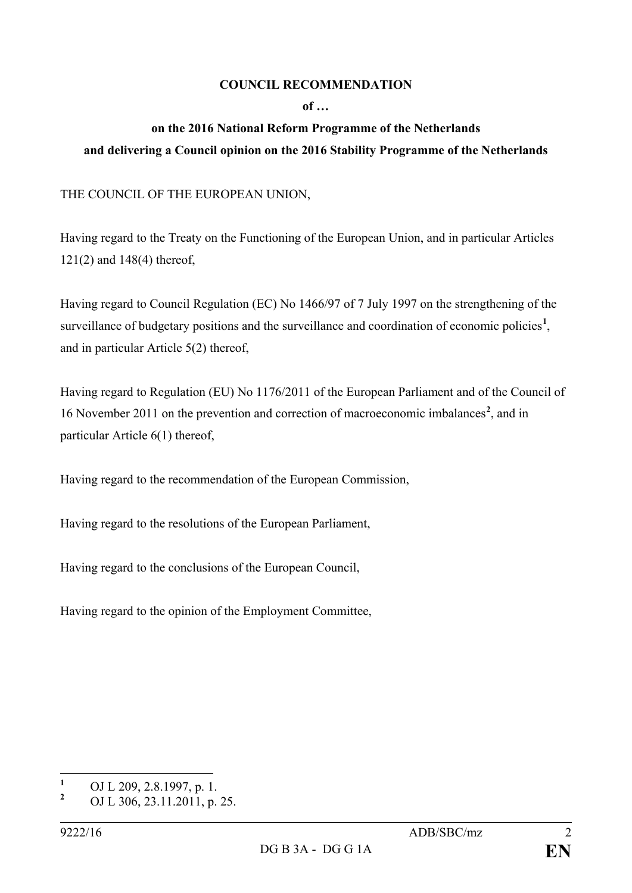**COUNCIL RECOMMENDATION**

**of …**

**on the 2016 National Reform Programme of the Netherlands**

**and delivering a Council opinion on the 2016 Stability Programme of the Netherlands**

THE COUNCIL OF THE EUROPEAN UNION,

Having regard to the Treaty on the Functioning of the European Union, and in particular Articles 121(2) and 148(4) thereof,

Having regard to Council Regulation (EC) No 1466/97 of 7 July 1997 on the strengthening of the surveillance of budgetary positions and the surveillance and coordination of economic policies[1], and in particular Article 5(2) thereof,

Having regard to Regulation (EU) No 1176/2011 of the European Parliament and of the Council of 16 November 2011 on the prevention and correction of macroeconomic imbalances[2], and in particular Article 6(1) thereof,

Having regard to the recommendation of the European Commission,

Having regard to the resolutions of the European Parliament,

Having regard to the conclusions of the European Council,

Having regard to the opinion of the Employment Committee,

---

[1] OJ L 209, 2.8.1997, p. 1.

[2] OJ L 306, 23.11.2011, p. 25.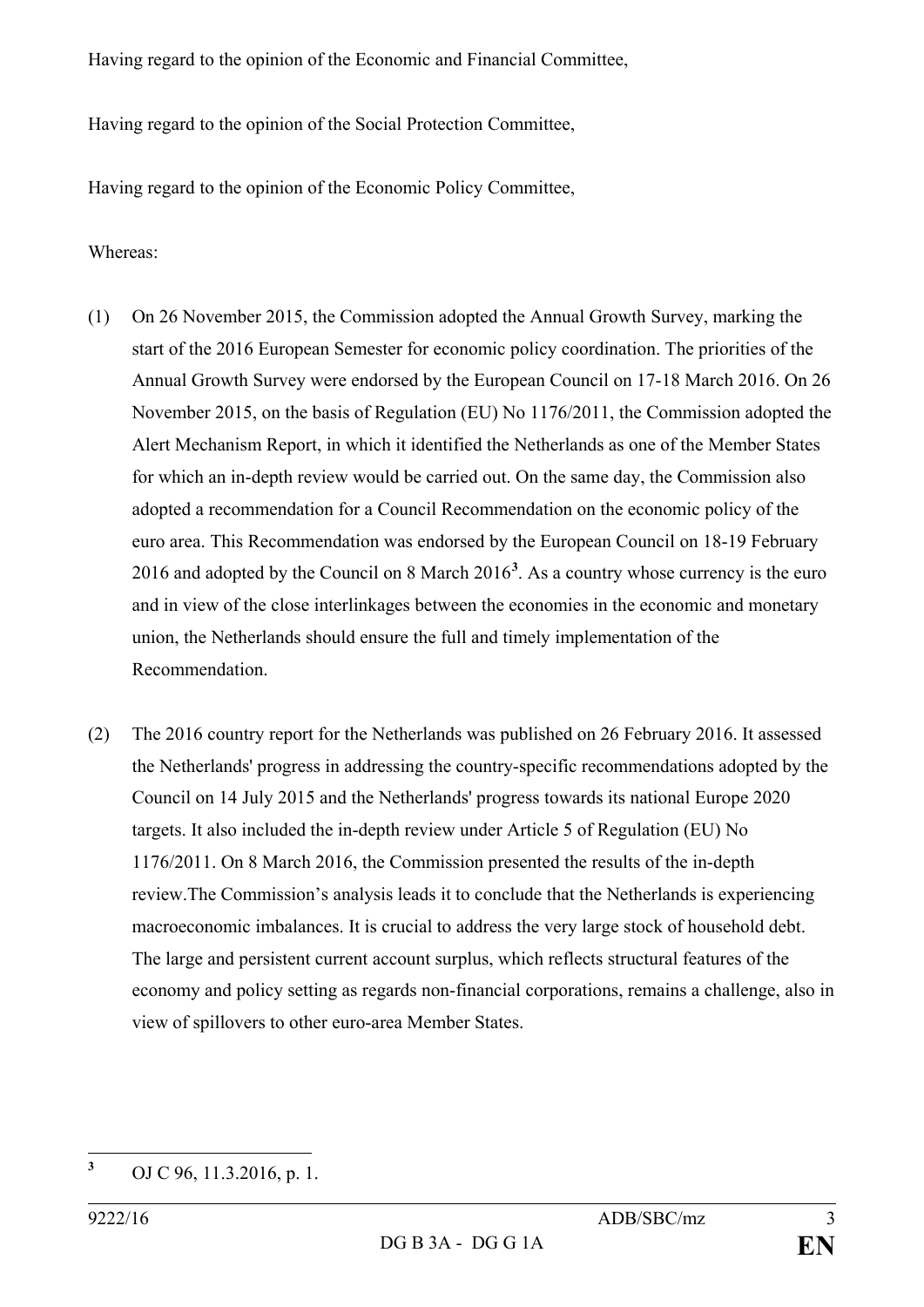Having regard to the opinion of the Economic and Financial Committee,

Having regard to the opinion of the Social Protection Committee,

Having regard to the opinion of the Economic Policy Committee,

Whereas:

(1) On 26 November 2015, the Commission adopted the Annual Growth Survey, marking the start of the 2016 European Semester for economic policy coordination. The priorities of the Annual Growth Survey were endorsed by the European Council on 17-18 March 2016. On 26 November 2015, on the basis of Regulation (EU) No 1176/2011, the Commission adopted the Alert Mechanism Report, in which it identified the Netherlands as one of the Member States for which an in-depth review would be carried out. On the same day, the Commission also adopted a recommendation for a Council Recommendation on the economic policy of the euro area. This Recommendation was endorsed by the European Council on 18-19 February 2016 and adopted by the Council on 8 March 2016[3]. As a country whose currency is the euro and in view of the close interlinkages between the economies in the economic and monetary union, the Netherlands should ensure the full and timely implementation of the Recommendation.

(2) The 2016 country report for the Netherlands was published on 26 February 2016. It assessed the Netherlands' progress in addressing the country-specific recommendations adopted by the Council on 14 July 2015 and the Netherlands' progress towards its national Europe 2020 targets. It also included the in-depth review under Article 5 of Regulation (EU) No 1176/2011. On 8 March 2016, the Commission presented the results of the in-depth review.The Commission's analysis leads it to conclude that the Netherlands is experiencing macroeconomic imbalances. It is crucial to address the very large stock of household debt. The large and persistent current account surplus, which reflects structural features of the economy and policy setting as regards non-financial corporations, remains a challenge, also in view of spillovers to other euro-area Member States.

---

[3] OJ C 96, 11.3.2016, p. 1.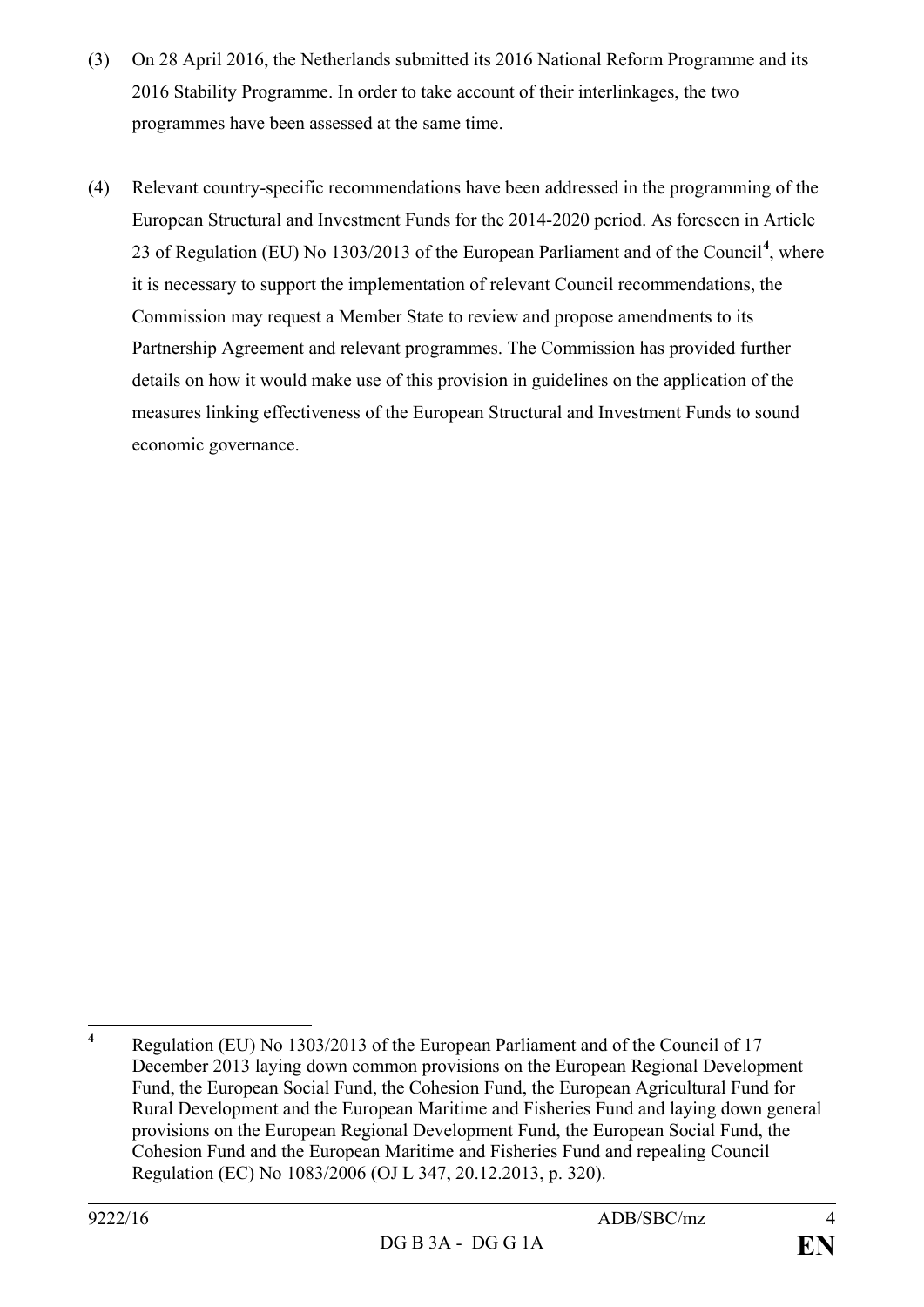(3) On 28 April 2016, the Netherlands submitted its 2016 National Reform Programme and its 2016 Stability Programme. In order to take account of their interlinkages, the two programmes have been assessed at the same time.

(4) Relevant country-specific recommendations have been addressed in the programming of the European Structural and Investment Funds for the 2014-2020 period. As foreseen in Article 23 of Regulation (EU) No 1303/2013 of the European Parliament and of the Council[4], where it is necessary to support the implementation of relevant Council recommendations, the Commission may request a Member State to review and propose amendments to its Partnership Agreement and relevant programmes. The Commission has provided further details on how it would make use of this provision in guidelines on the application of the measures linking effectiveness of the European Structural and Investment Funds to sound economic governance.

[4] Regulation (EU) No 1303/2013 of the European Parliament and of the Council of 17 December 2013 laying down common provisions on the European Regional Development Fund, the European Social Fund, the Cohesion Fund, the European Agricultural Fund for Rural Development and the European Maritime and Fisheries Fund and laying down general provisions on the European Regional Development Fund, the European Social Fund, the Cohesion Fund and the European Maritime and Fisheries Fund and repealing Council Regulation (EC) No 1083/2006 (OJ L 347, 20.12.2013, p. 320).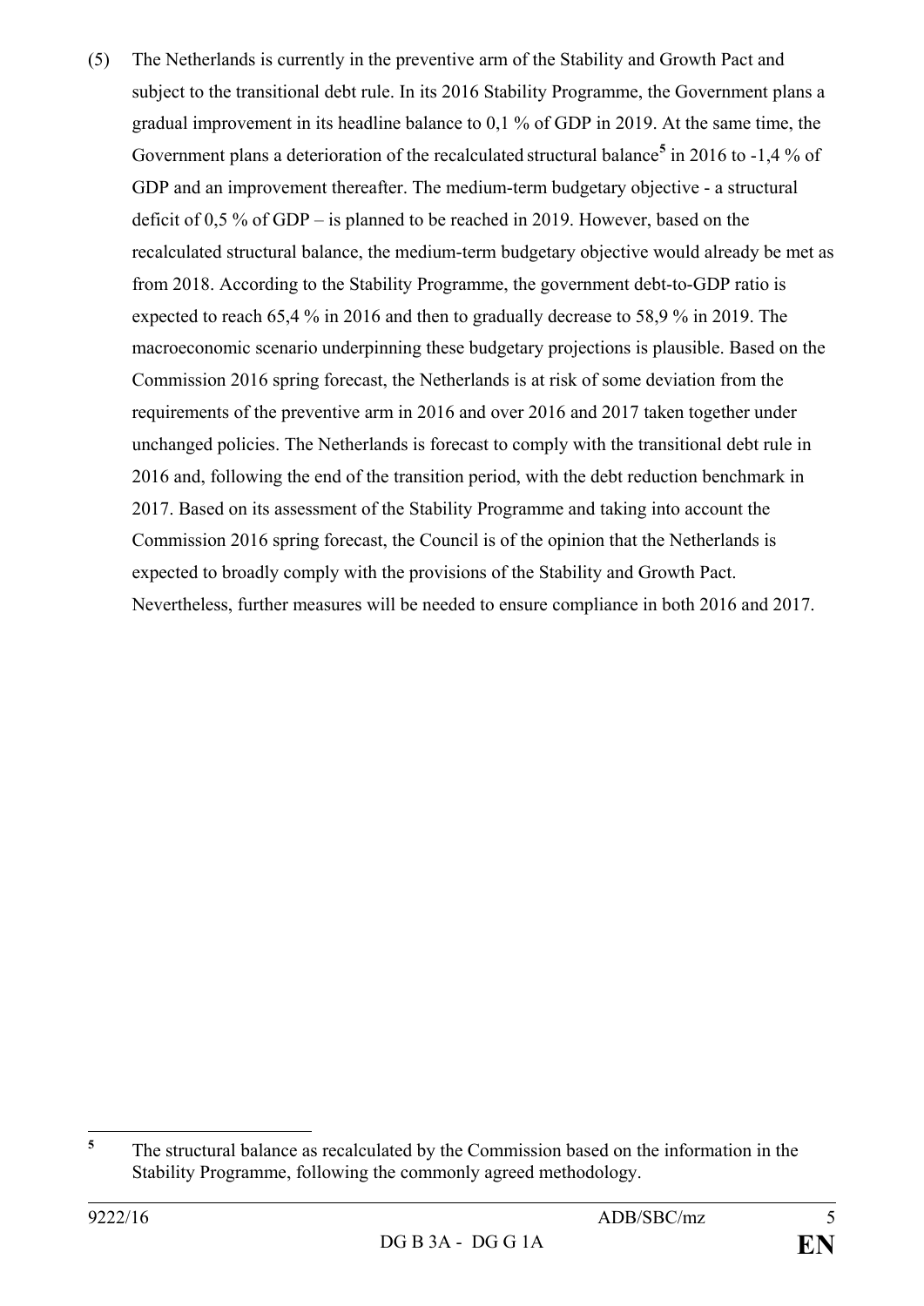(5) The Netherlands is currently in the preventive arm of the Stability and Growth Pact and subject to the transitional debt rule. In its 2016 Stability Programme, the Government plans a gradual improvement in its headline balance to 0,1 % of GDP in 2019. At the same time, the Government plans a deterioration of the recalculated structural balance[5] in 2016 to -1,4 % of GDP and an improvement thereafter. The medium-term budgetary objective - a structural deficit of 0,5 % of GDP – is planned to be reached in 2019. However, based on the recalculated structural balance, the medium-term budgetary objective would already be met as from 2018. According to the Stability Programme, the government debt-to-GDP ratio is expected to reach 65,4 % in 2016 and then to gradually decrease to 58,9 % in 2019. The macroeconomic scenario underpinning these budgetary projections is plausible. Based on the Commission 2016 spring forecast, the Netherlands is at risk of some deviation from the requirements of the preventive arm in 2016 and over 2016 and 2017 taken together under unchanged policies. The Netherlands is forecast to comply with the transitional debt rule in 2016 and, following the end of the transition period, with the debt reduction benchmark in 2017. Based on its assessment of the Stability Programme and taking into account the Commission 2016 spring forecast, the Council is of the opinion that the Netherlands is expected to broadly comply with the provisions of the Stability and Growth Pact. Nevertheless, further measures will be needed to ensure compliance in both 2016 and 2017.

---

[5] The structural balance as recalculated by the Commission based on the information in the Stability Programme, following the commonly agreed methodology.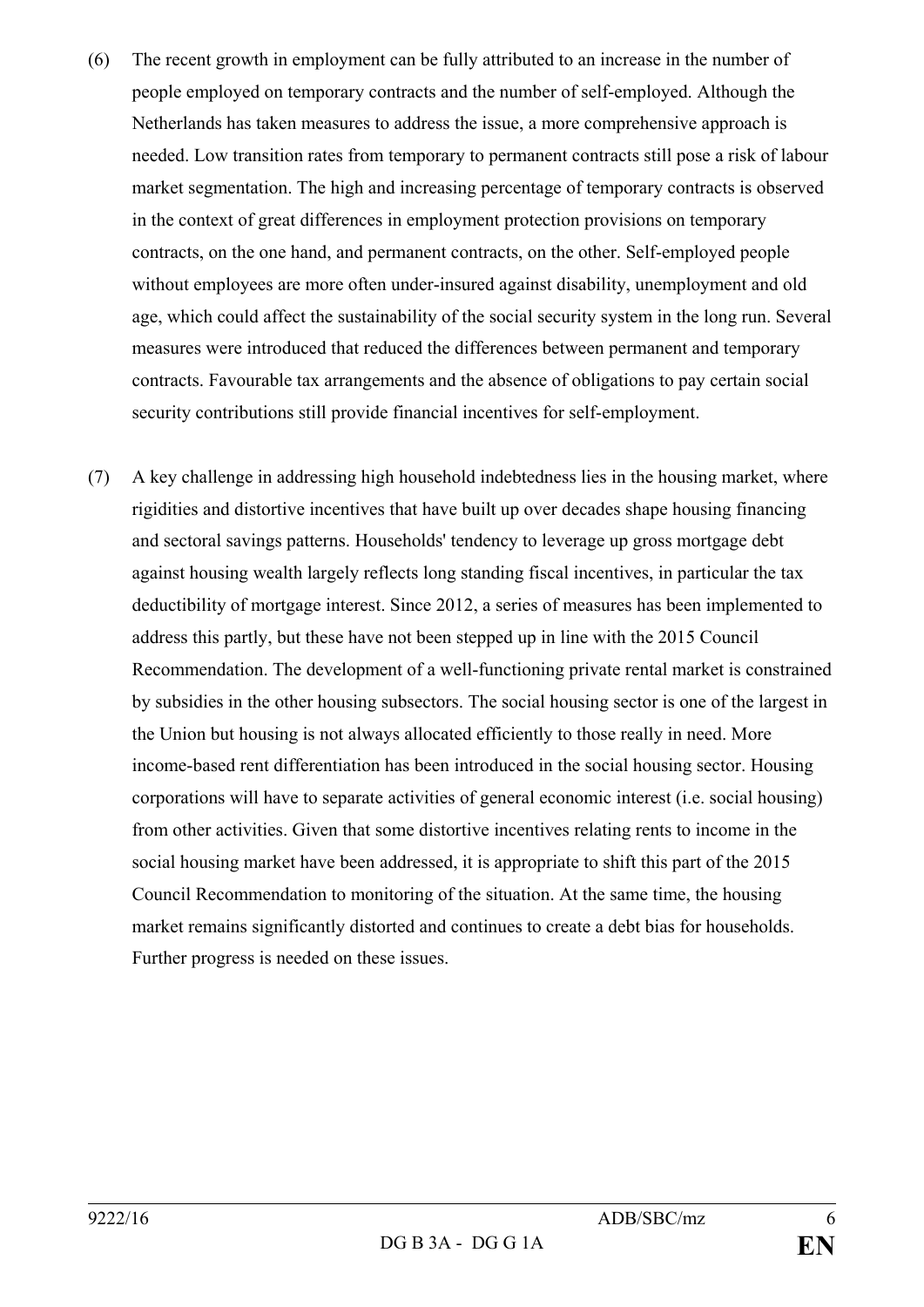(6) The recent growth in employment can be fully attributed to an increase in the number of people employed on temporary contracts and the number of self-employed. Although the Netherlands has taken measures to address the issue, a more comprehensive approach is needed. Low transition rates from temporary to permanent contracts still pose a risk of labour market segmentation. The high and increasing percentage of temporary contracts is observed in the context of great differences in employment protection provisions on temporary contracts, on the one hand, and permanent contracts, on the other. Self-employed people without employees are more often under-insured against disability, unemployment and old age, which could affect the sustainability of the social security system in the long run. Several measures were introduced that reduced the differences between permanent and temporary contracts. Favourable tax arrangements and the absence of obligations to pay certain social security contributions still provide financial incentives for self-employment.

(7) A key challenge in addressing high household indebtedness lies in the housing market, where rigidities and distortive incentives that have built up over decades shape housing financing and sectoral savings patterns. Households' tendency to leverage up gross mortgage debt against housing wealth largely reflects long standing fiscal incentives, in particular the tax deductibility of mortgage interest. Since 2012, a series of measures has been implemented to address this partly, but these have not been stepped up in line with the 2015 Council Recommendation. The development of a well-functioning private rental market is constrained by subsidies in the other housing subsectors. The social housing sector is one of the largest in the Union but housing is not always allocated efficiently to those really in need. More income-based rent differentiation has been introduced in the social housing sector. Housing corporations will have to separate activities of general economic interest (i.e. social housing) from other activities. Given that some distortive incentives relating rents to income in the social housing market have been addressed, it is appropriate to shift this part of the 2015 Council Recommendation to monitoring of the situation. At the same time, the housing market remains significantly distorted and continues to create a debt bias for households. Further progress is needed on these issues.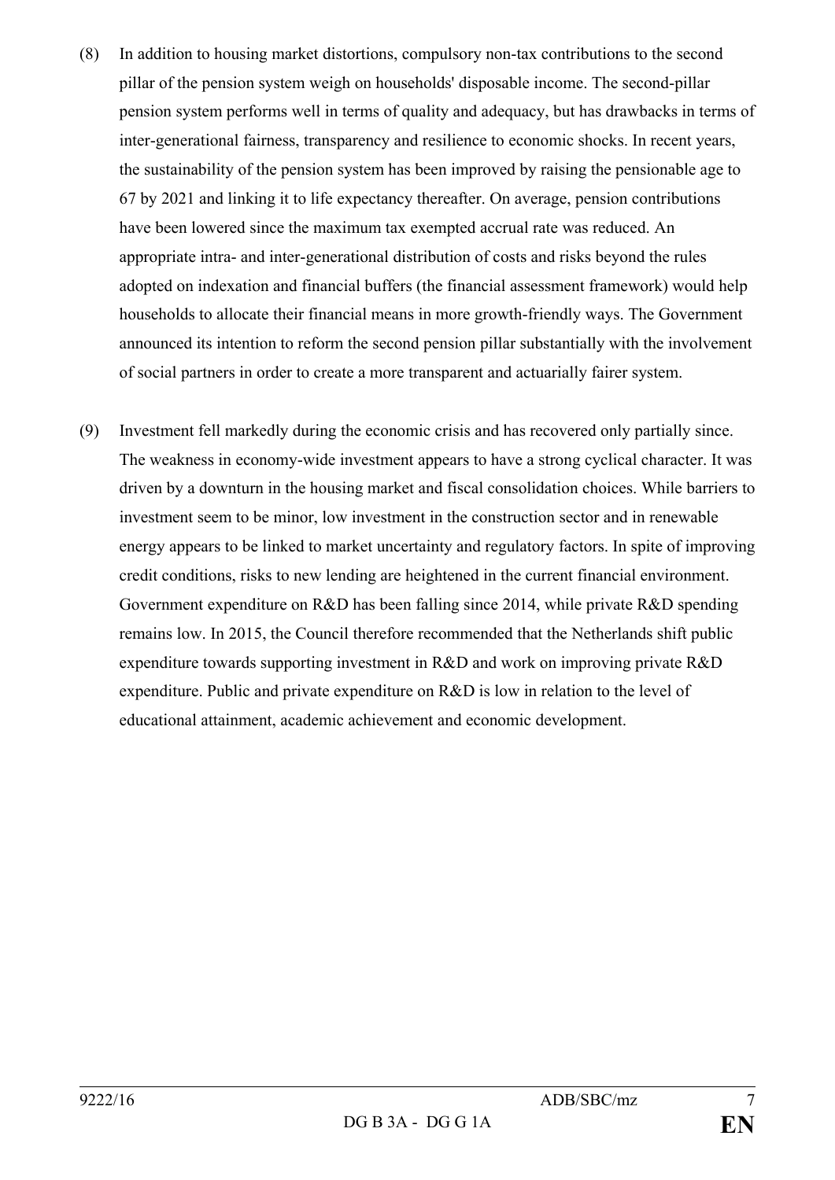(8) In addition to housing market distortions, compulsory non-tax contributions to the second pillar of the pension system weigh on households' disposable income. The second-pillar pension system performs well in terms of quality and adequacy, but has drawbacks in terms of inter-generational fairness, transparency and resilience to economic shocks. In recent years, the sustainability of the pension system has been improved by raising the pensionable age to 67 by 2021 and linking it to life expectancy thereafter. On average, pension contributions have been lowered since the maximum tax exempted accrual rate was reduced. An appropriate intra- and inter-generational distribution of costs and risks beyond the rules adopted on indexation and financial buffers (the financial assessment framework) would help households to allocate their financial means in more growth-friendly ways. The Government announced its intention to reform the second pension pillar substantially with the involvement of social partners in order to create a more transparent and actuarially fairer system.

(9) Investment fell markedly during the economic crisis and has recovered only partially since. The weakness in economy-wide investment appears to have a strong cyclical character. It was driven by a downturn in the housing market and fiscal consolidation choices. While barriers to investment seem to be minor, low investment in the construction sector and in renewable energy appears to be linked to market uncertainty and regulatory factors. In spite of improving credit conditions, risks to new lending are heightened in the current financial environment. Government expenditure on R&D has been falling since 2014, while private R&D spending remains low. In 2015, the Council therefore recommended that the Netherlands shift public expenditure towards supporting investment in R&D and work on improving private R&D expenditure. Public and private expenditure on R&D is low in relation to the level of educational attainment, academic achievement and economic development.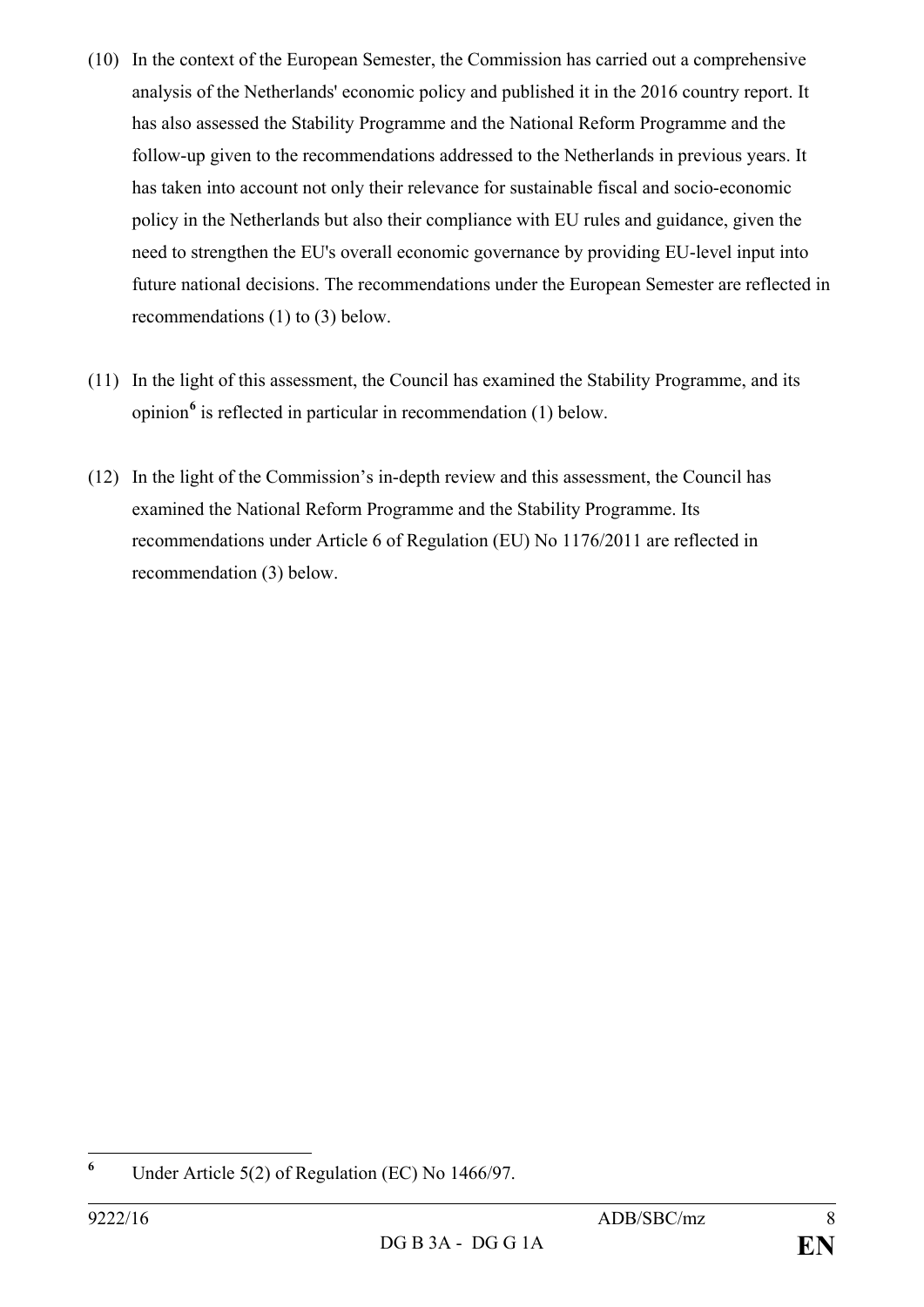(10) In the context of the European Semester, the Commission has carried out a comprehensive analysis of the Netherlands' economic policy and published it in the 2016 country report. It has also assessed the Stability Programme and the National Reform Programme and the follow-up given to the recommendations addressed to the Netherlands in previous years. It has taken into account not only their relevance for sustainable fiscal and socio-economic policy in the Netherlands but also their compliance with EU rules and guidance, given the need to strengthen the EU's overall economic governance by providing EU-level input into future national decisions. The recommendations under the European Semester are reflected in recommendations (1) to (3) below.

(11) In the light of this assessment, the Council has examined the Stability Programme, and its opinion[6] is reflected in particular in recommendation (1) below.

(12) In the light of the Commission's in-depth review and this assessment, the Council has examined the National Reform Programme and the Stability Programme. Its recommendations under Article 6 of Regulation (EU) No 1176/2011 are reflected in recommendation (3) below.

---

[6] Under Article 5(2) of Regulation (EC) No 1466/97.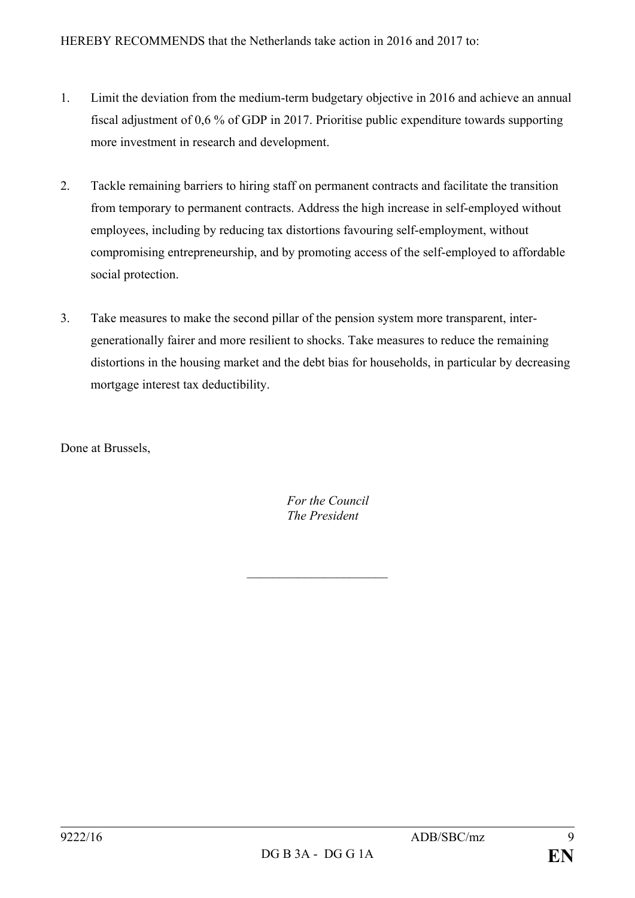HEREBY RECOMMENDS that the Netherlands take action in 2016 and 2017 to:

1. Limit the deviation from the medium-term budgetary objective in 2016 and achieve an annual fiscal adjustment of 0,6 % of GDP in 2017. Prioritise public expenditure towards supporting more investment in research and development.

2. Tackle remaining barriers to hiring staff on permanent contracts and facilitate the transition from temporary to permanent contracts. Address the high increase in self-employed without employees, including by reducing tax distortions favouring self-employment, without compromising entrepreneurship, and by promoting access of the self-employed to affordable social protection.

3. Take measures to make the second pillar of the pension system more transparent, inter-generationally fairer and more resilient to shocks. Take measures to reduce the remaining distortions in the housing market and the debt bias for households, in particular by decreasing mortgage interest tax deductibility.

Done at Brussels,

*For the Council*
*The President*

---